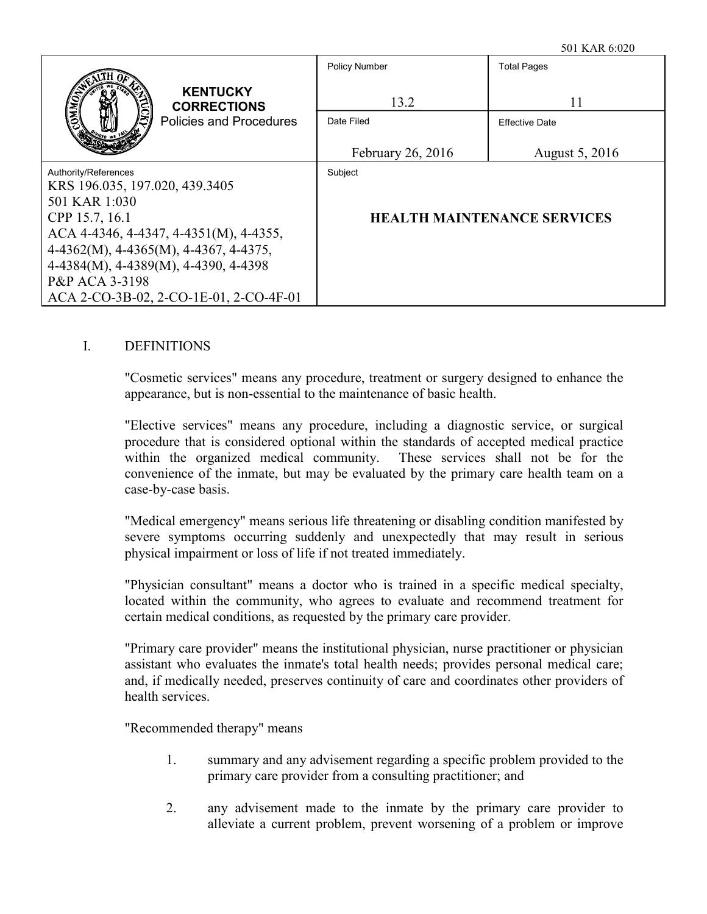501 KAR 6:020

| KENTUCKY CORRECTIONS Policies and Procedures | Policy Number | Total Pages |
|---|---|---|
| | 13.2 | 11 |
| | Date Filed | Effective Date |
| | February 26, 2016 | August 5, 2016 |
| Authority/References<br>KRS 196.035, 197.020, 439.3405<br>501 KAR 1:030<br>CPP 15.7, 16.1<br>ACA 4-4346, 4-4347, 4-4351(M), 4-4355, 4-4362(M), 4-4365(M), 4-4367, 4-4375, 4-4384(M), 4-4389(M), 4-4390, 4-4398<br>P&P ACA 3-3198<br>ACA 2-CO-3B-02, 2-CO-1E-01, 2-CO-4F-01 | Subject<br>**HEALTH MAINTENANCE SERVICES** | |

## I. DEFINITIONS

"Cosmetic services" means any procedure, treatment or surgery designed to enhance the appearance, but is non-essential to the maintenance of basic health.

"Elective services" means any procedure, including a diagnostic service, or surgical procedure that is considered optional within the standards of accepted medical practice within the organized medical community. These services shall not be for the convenience of the inmate, but may be evaluated by the primary care health team on a case-by-case basis.

"Medical emergency" means serious life threatening or disabling condition manifested by severe symptoms occurring suddenly and unexpectedly that may result in serious physical impairment or loss of life if not treated immediately.

"Physician consultant" means a doctor who is trained in a specific medical specialty, located within the community, who agrees to evaluate and recommend treatment for certain medical conditions, as requested by the primary care provider.

"Primary care provider" means the institutional physician, nurse practitioner or physician assistant who evaluates the inmate's total health needs; provides personal medical care; and, if medically needed, preserves continuity of care and coordinates other providers of health services.

"Recommended therapy" means

1. summary and any advisement regarding a specific problem provided to the primary care provider from a consulting practitioner; and

2. any advisement made to the inmate by the primary care provider to alleviate a current problem, prevent worsening of a problem or improve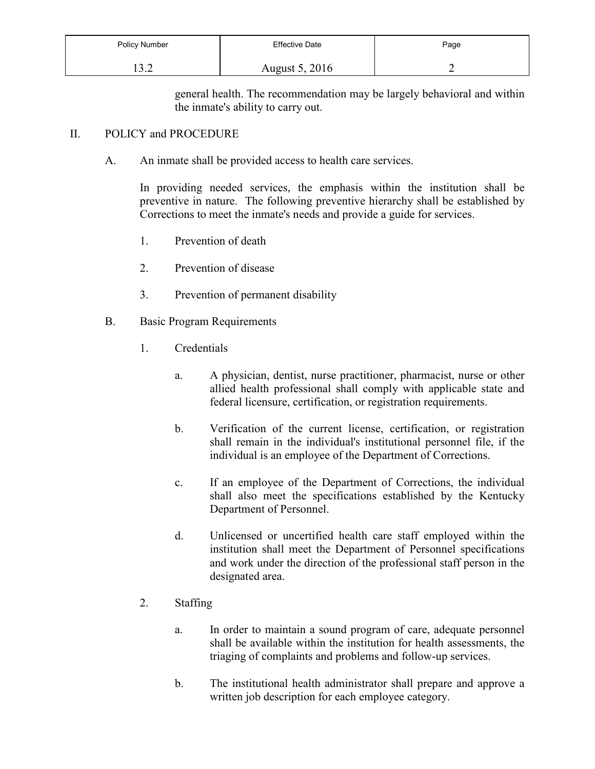general health. The recommendation may be largely behavioral and within the inmate's ability to carry out.

## II. POLICY and PROCEDURE

A. An inmate shall be provided access to health care services.

In providing needed services, the emphasis within the institution shall be preventive in nature. The following preventive hierarchy shall be established by Corrections to meet the inmate's needs and provide a guide for services.

1. Prevention of death
2. Prevention of disease
3. Prevention of permanent disability

B. Basic Program Requirements

1. Credentials

   a. A physician, dentist, nurse practitioner, pharmacist, nurse or other allied health professional shall comply with applicable state and federal licensure, certification, or registration requirements.

   b. Verification of the current license, certification, or registration shall remain in the individual's institutional personnel file, if the individual is an employee of the Department of Corrections.

   c. If an employee of the Department of Corrections, the individual shall also meet the specifications established by the Kentucky Department of Personnel.

   d. Unlicensed or uncertified health care staff employed within the institution shall meet the Department of Personnel specifications and work under the direction of the professional staff person in the designated area.

2. Staffing

   a. In order to maintain a sound program of care, adequate personnel shall be available within the institution for health assessments, the triaging of complaints and problems and follow-up services.

   b. The institutional health administrator shall prepare and approve a written job description for each employee category.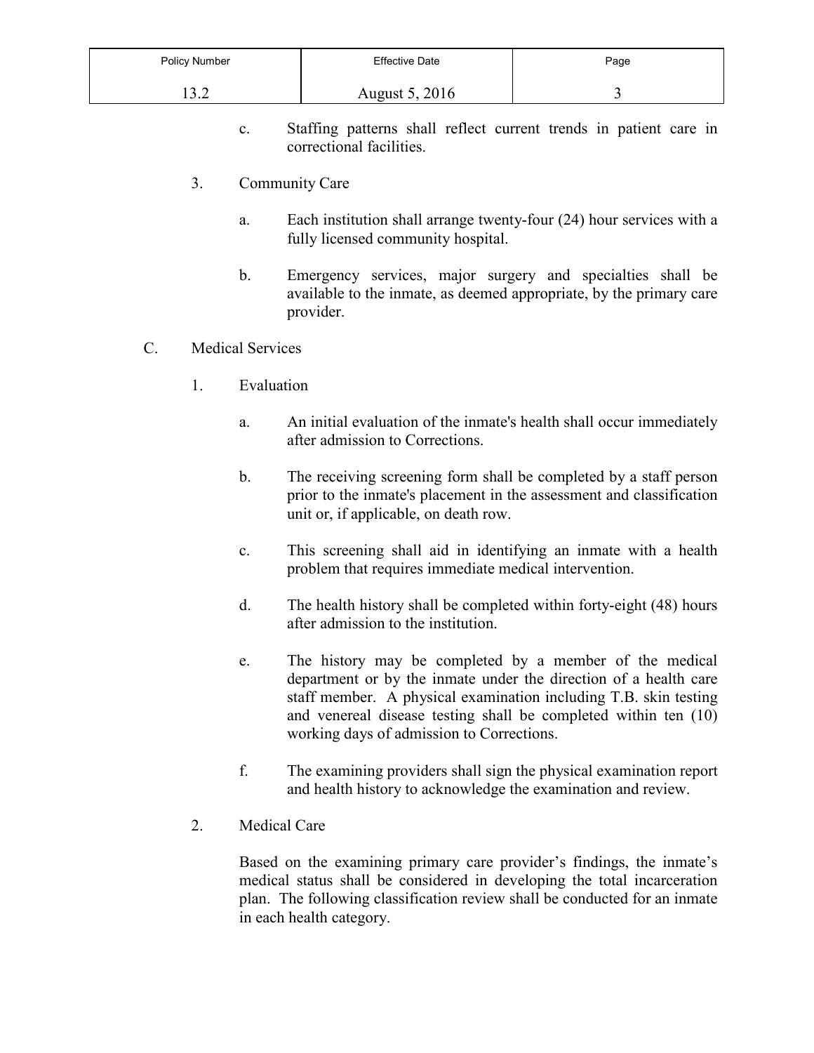c. Staffing patterns shall reflect current trends in patient care in correctional facilities.

3. Community Care

   a. Each institution shall arrange twenty-four (24) hour services with a fully licensed community hospital.

   b. Emergency services, major surgery and specialties shall be available to the inmate, as deemed appropriate, by the primary care provider.

C. Medical Services

1. Evaluation

   a. An initial evaluation of the inmate's health shall occur immediately after admission to Corrections.

   b. The receiving screening form shall be completed by a staff person prior to the inmate's placement in the assessment and classification unit or, if applicable, on death row.

   c. This screening shall aid in identifying an inmate with a health problem that requires immediate medical intervention.

   d. The health history shall be completed within forty-eight (48) hours after admission to the institution.

   e. The history may be completed by a member of the medical department or by the inmate under the direction of a health care staff member. A physical examination including T.B. skin testing and venereal disease testing shall be completed within ten (10) working days of admission to Corrections.

   f. The examining providers shall sign the physical examination report and health history to acknowledge the examination and review.

2. Medical Care

   Based on the examining primary care provider's findings, the inmate's medical status shall be considered in developing the total incarceration plan. The following classification review shall be conducted for an inmate in each health category.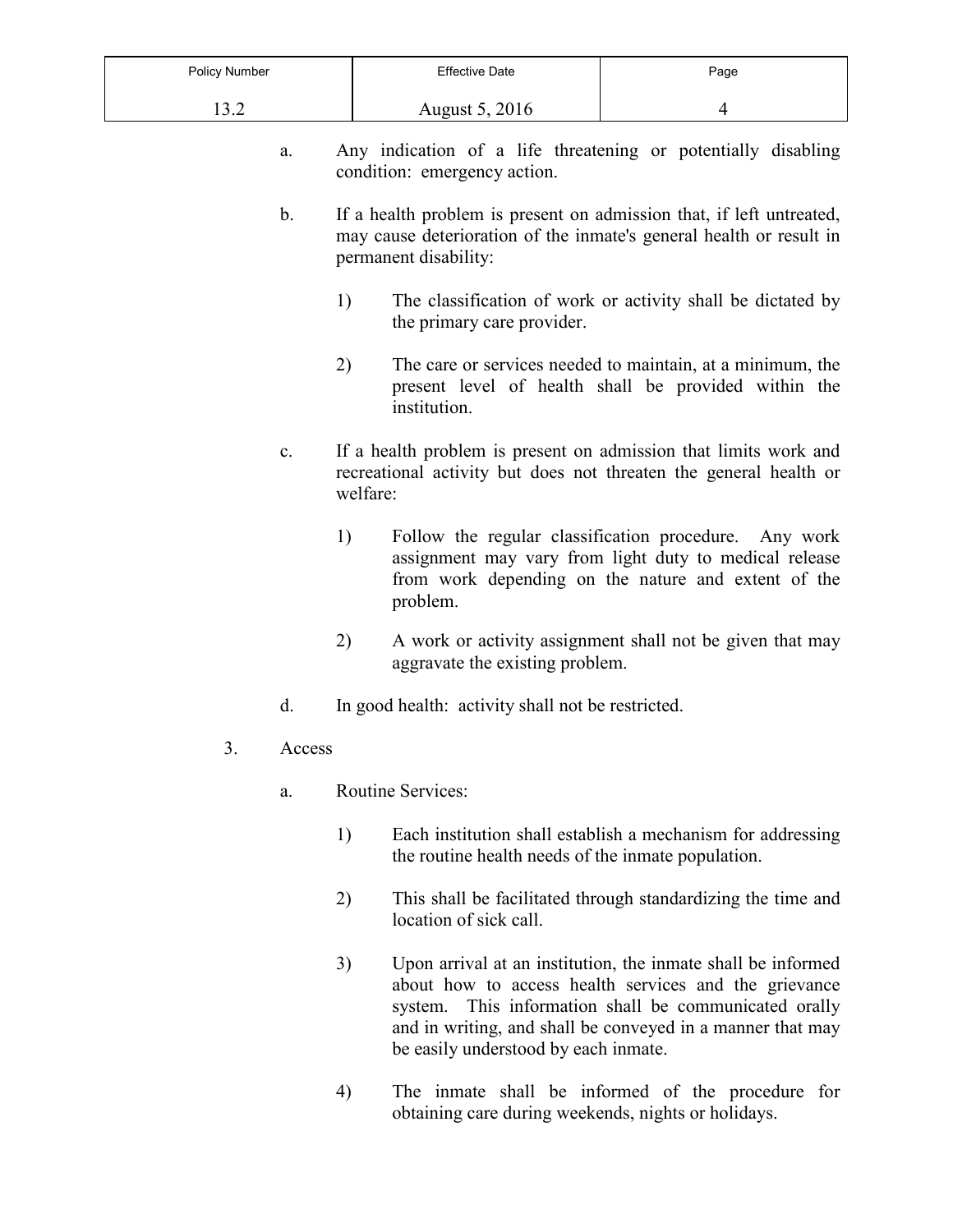a. Any indication of a life threatening or potentially disabling condition: emergency action.

b. If a health problem is present on admission that, if left untreated, may cause deterioration of the inmate's general health or result in permanent disability:

   1) The classification of work or activity shall be dictated by the primary care provider.

   2) The care or services needed to maintain, at a minimum, the present level of health shall be provided within the institution.

c. If a health problem is present on admission that limits work and recreational activity but does not threaten the general health or welfare:

   1) Follow the regular classification procedure. Any work assignment may vary from light duty to medical release from work depending on the nature and extent of the problem.

   2) A work or activity assignment shall not be given that may aggravate the existing problem.

d. In good health: activity shall not be restricted.

3. Access

   a. Routine Services:

      1) Each institution shall establish a mechanism for addressing the routine health needs of the inmate population.

      2) This shall be facilitated through standardizing the time and location of sick call.

      3) Upon arrival at an institution, the inmate shall be informed about how to access health services and the grievance system. This information shall be communicated orally and in writing, and shall be conveyed in a manner that may be easily understood by each inmate.

      4) The inmate shall be informed of the procedure for obtaining care during weekends, nights or holidays.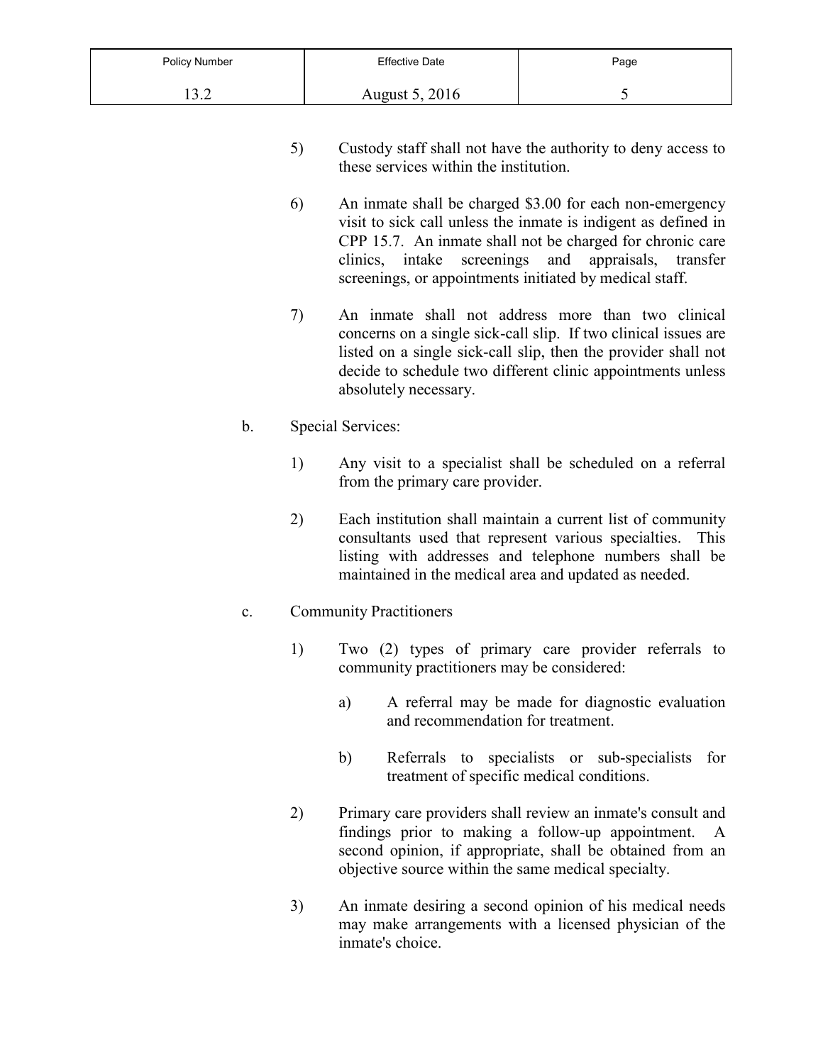5) Custody staff shall not have the authority to deny access to these services within the institution.

6) An inmate shall be charged $3.00 for each non-emergency visit to sick call unless the inmate is indigent as defined in CPP 15.7. An inmate shall not be charged for chronic care clinics, intake screenings and appraisals, transfer screenings, or appointments initiated by medical staff.

7) An inmate shall not address more than two clinical concerns on a single sick-call slip. If two clinical issues are listed on a single sick-call slip, then the provider shall not decide to schedule two different clinic appointments unless absolutely necessary.

b. Special Services:

1) Any visit to a specialist shall be scheduled on a referral from the primary care provider.

2) Each institution shall maintain a current list of community consultants used that represent various specialties. This listing with addresses and telephone numbers shall be maintained in the medical area and updated as needed.

c. Community Practitioners

1) Two (2) types of primary care provider referrals to community practitioners may be considered:

a) A referral may be made for diagnostic evaluation and recommendation for treatment.

b) Referrals to specialists or sub-specialists for treatment of specific medical conditions.

2) Primary care providers shall review an inmate's consult and findings prior to making a follow-up appointment. A second opinion, if appropriate, shall be obtained from an objective source within the same medical specialty.

3) An inmate desiring a second opinion of his medical needs may make arrangements with a licensed physician of the inmate's choice.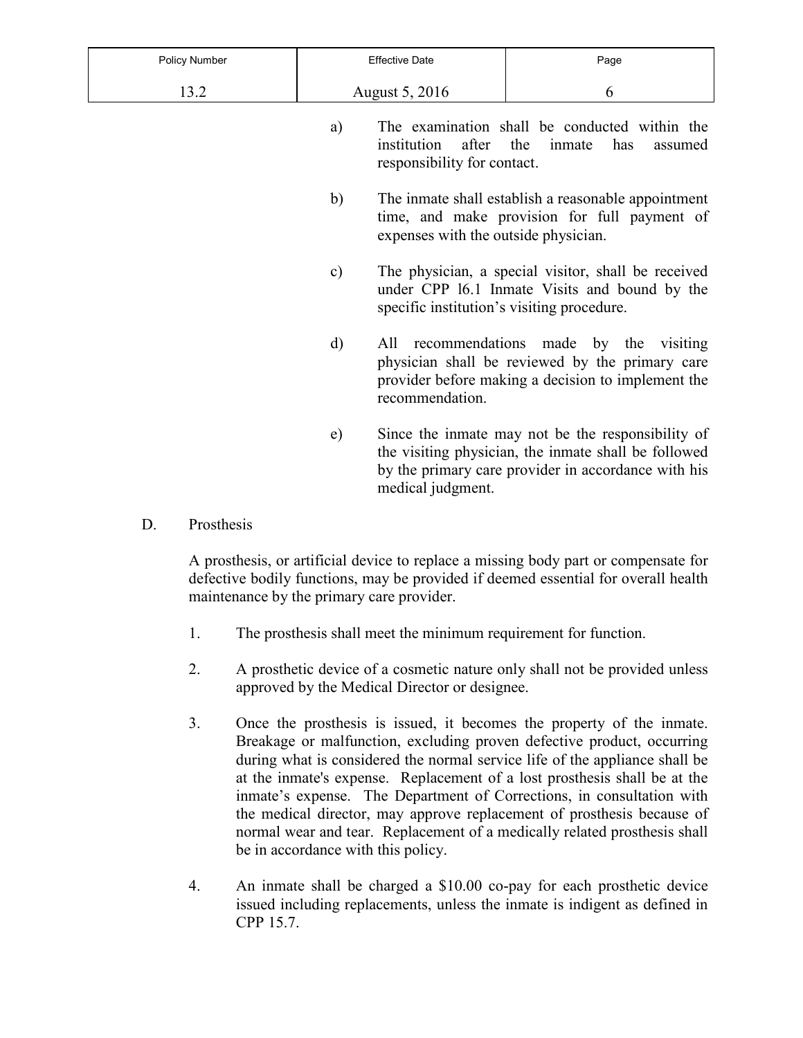a) The examination shall be conducted within the institution after the inmate has assumed responsibility for contact.

b) The inmate shall establish a reasonable appointment time, and make provision for full payment of expenses with the outside physician.

c) The physician, a special visitor, shall be received under CPP l6.1 Inmate Visits and bound by the specific institution's visiting procedure.

d) All recommendations made by the visiting physician shall be reviewed by the primary care provider before making a decision to implement the recommendation.

e) Since the inmate may not be the responsibility of the visiting physician, the inmate shall be followed by the primary care provider in accordance with his medical judgment.

D. Prosthesis

A prosthesis, or artificial device to replace a missing body part or compensate for defective bodily functions, may be provided if deemed essential for overall health maintenance by the primary care provider.

1. The prosthesis shall meet the minimum requirement for function.

2. A prosthetic device of a cosmetic nature only shall not be provided unless approved by the Medical Director or designee.

3. Once the prosthesis is issued, it becomes the property of the inmate. Breakage or malfunction, excluding proven defective product, occurring during what is considered the normal service life of the appliance shall be at the inmate's expense. Replacement of a lost prosthesis shall be at the inmate's expense. The Department of Corrections, in consultation with the medical director, may approve replacement of prosthesis because of normal wear and tear. Replacement of a medically related prosthesis shall be in accordance with this policy.

4. An inmate shall be charged a $10.00 co-pay for each prosthetic device issued including replacements, unless the inmate is indigent as defined in CPP 15.7.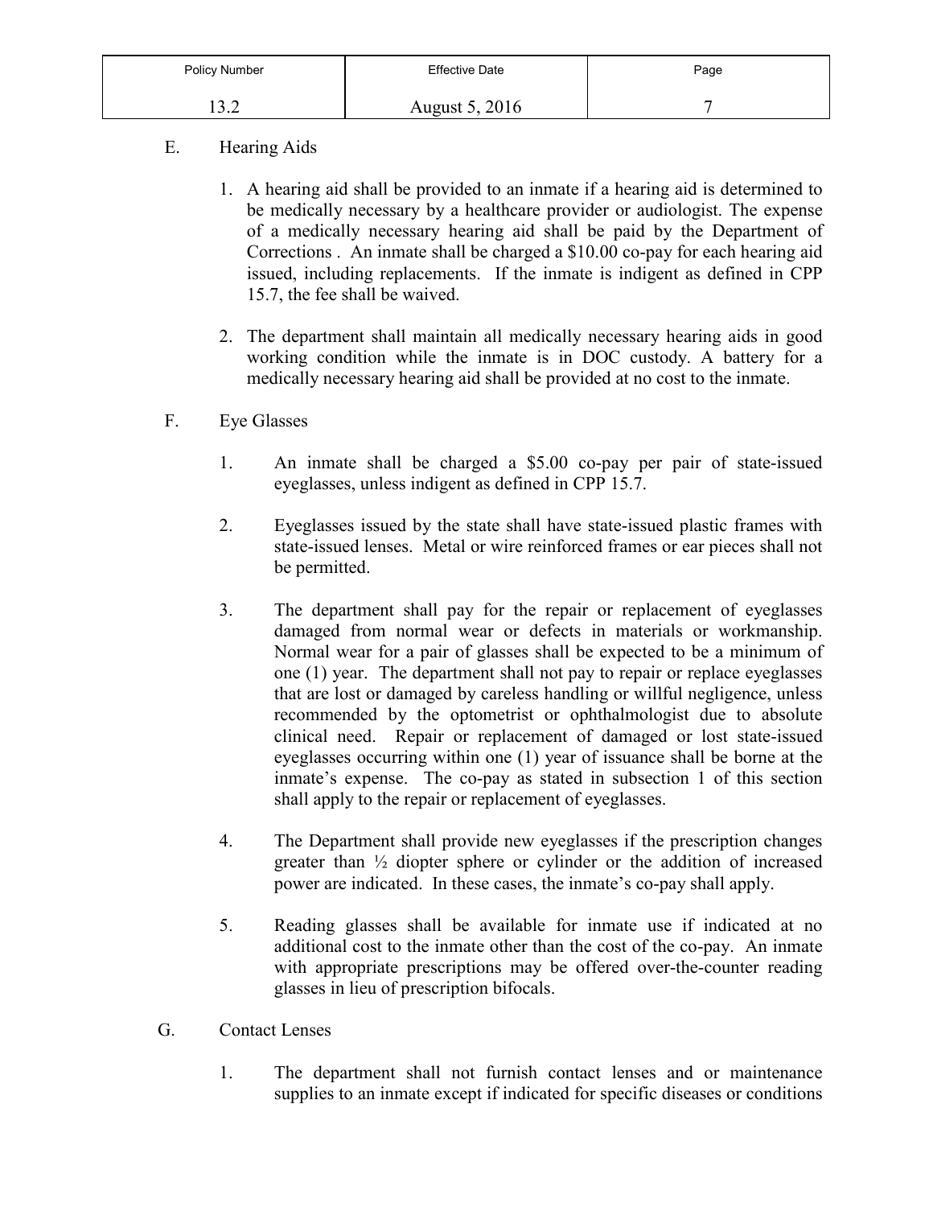E. Hearing Aids

1. A hearing aid shall be provided to an inmate if a hearing aid is determined to be medically necessary by a healthcare provider or audiologist. The expense of a medically necessary hearing aid shall be paid by the Department of Corrections . An inmate shall be charged a $10.00 co-pay for each hearing aid issued, including replacements. If the inmate is indigent as defined in CPP 15.7, the fee shall be waived.

2. The department shall maintain all medically necessary hearing aids in good working condition while the inmate is in DOC custody. A battery for a medically necessary hearing aid shall be provided at no cost to the inmate.

F. Eye Glasses

1. An inmate shall be charged a $5.00 co-pay per pair of state-issued eyeglasses, unless indigent as defined in CPP 15.7.

2. Eyeglasses issued by the state shall have state-issued plastic frames with state-issued lenses. Metal or wire reinforced frames or ear pieces shall not be permitted.

3. The department shall pay for the repair or replacement of eyeglasses damaged from normal wear or defects in materials or workmanship. Normal wear for a pair of glasses shall be expected to be a minimum of one (1) year. The department shall not pay to repair or replace eyeglasses that are lost or damaged by careless handling or willful negligence, unless recommended by the optometrist or ophthalmologist due to absolute clinical need. Repair or replacement of damaged or lost state-issued eyeglasses occurring within one (1) year of issuance shall be borne at the inmate's expense. The co-pay as stated in subsection 1 of this section shall apply to the repair or replacement of eyeglasses.

4. The Department shall provide new eyeglasses if the prescription changes greater than ½ diopter sphere or cylinder or the addition of increased power are indicated. In these cases, the inmate's co-pay shall apply.

5. Reading glasses shall be available for inmate use if indicated at no additional cost to the inmate other than the cost of the co-pay. An inmate with appropriate prescriptions may be offered over-the-counter reading glasses in lieu of prescription bifocals.

G. Contact Lenses

1. The department shall not furnish contact lenses and or maintenance supplies to an inmate except if indicated for specific diseases or conditions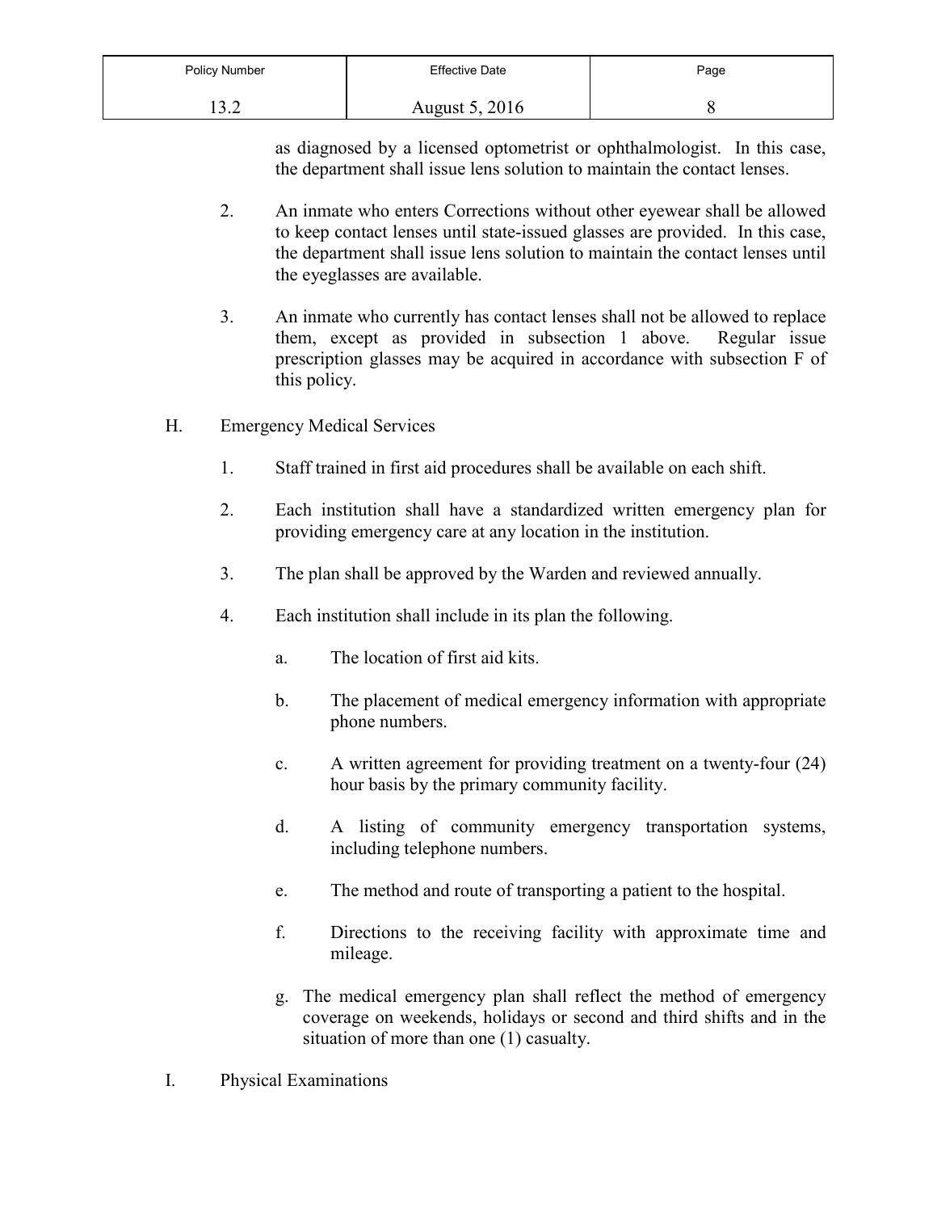as diagnosed by a licensed optometrist or ophthalmologist. In this case, the department shall issue lens solution to maintain the contact lenses.

2. An inmate who enters Corrections without other eyewear shall be allowed to keep contact lenses until state-issued glasses are provided. In this case, the department shall issue lens solution to maintain the contact lenses until the eyeglasses are available.

3. An inmate who currently has contact lenses shall not be allowed to replace them, except as provided in subsection 1 above. Regular issue prescription glasses may be acquired in accordance with subsection F of this policy.

H. Emergency Medical Services

1. Staff trained in first aid procedures shall be available on each shift.

2. Each institution shall have a standardized written emergency plan for providing emergency care at any location in the institution.

3. The plan shall be approved by the Warden and reviewed annually.

4. Each institution shall include in its plan the following.

   a. The location of first aid kits.

   b. The placement of medical emergency information with appropriate phone numbers.

   c. A written agreement for providing treatment on a twenty-four (24) hour basis by the primary community facility.

   d. A listing of community emergency transportation systems, including telephone numbers.

   e. The method and route of transporting a patient to the hospital.

   f. Directions to the receiving facility with approximate time and mileage.

   g. The medical emergency plan shall reflect the method of emergency coverage on weekends, holidays or second and third shifts and in the situation of more than one (1) casualty.

I. Physical Examinations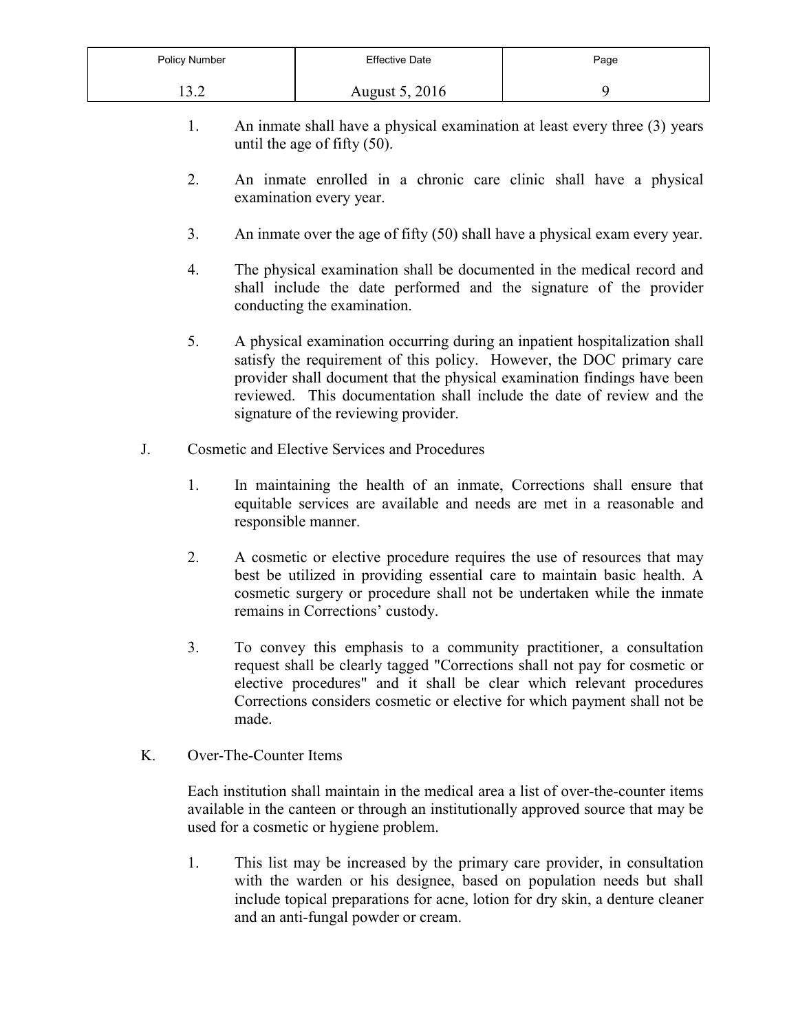1. An inmate shall have a physical examination at least every three (3) years until the age of fifty (50).

2. An inmate enrolled in a chronic care clinic shall have a physical examination every year.

3. An inmate over the age of fifty (50) shall have a physical exam every year.

4. The physical examination shall be documented in the medical record and shall include the date performed and the signature of the provider conducting the examination.

5. A physical examination occurring during an inpatient hospitalization shall satisfy the requirement of this policy. However, the DOC primary care provider shall document that the physical examination findings have been reviewed. This documentation shall include the date of review and the signature of the reviewing provider.

J. Cosmetic and Elective Services and Procedures

1. In maintaining the health of an inmate, Corrections shall ensure that equitable services are available and needs are met in a reasonable and responsible manner.

2. A cosmetic or elective procedure requires the use of resources that may best be utilized in providing essential care to maintain basic health. A cosmetic surgery or procedure shall not be undertaken while the inmate remains in Corrections' custody.

3. To convey this emphasis to a community practitioner, a consultation request shall be clearly tagged "Corrections shall not pay for cosmetic or elective procedures" and it shall be clear which relevant procedures Corrections considers cosmetic or elective for which payment shall not be made.

K. Over-The-Counter Items

Each institution shall maintain in the medical area a list of over-the-counter items available in the canteen or through an institutionally approved source that may be used for a cosmetic or hygiene problem.

1. This list may be increased by the primary care provider, in consultation with the warden or his designee, based on population needs but shall include topical preparations for acne, lotion for dry skin, a denture cleaner and an anti-fungal powder or cream.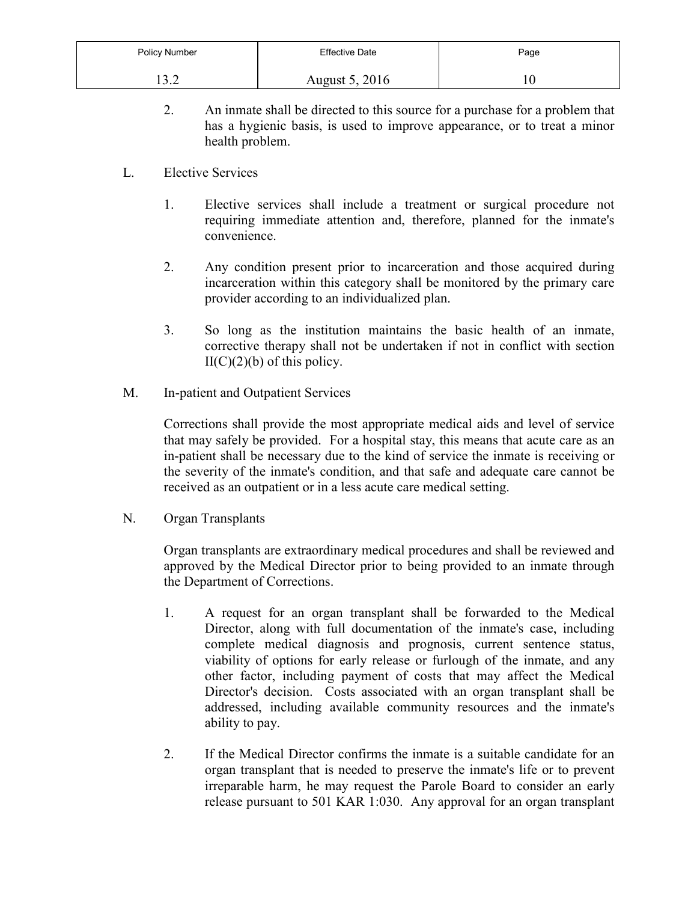2. An inmate shall be directed to this source for a purchase for a problem that has a hygienic basis, is used to improve appearance, or to treat a minor health problem.

L. Elective Services

1. Elective services shall include a treatment or surgical procedure not requiring immediate attention and, therefore, planned for the inmate's convenience.

2. Any condition present prior to incarceration and those acquired during incarceration within this category shall be monitored by the primary care provider according to an individualized plan.

3. So long as the institution maintains the basic health of an inmate, corrective therapy shall not be undertaken if not in conflict with section II(C)(2)(b) of this policy.

M. In-patient and Outpatient Services

Corrections shall provide the most appropriate medical aids and level of service that may safely be provided. For a hospital stay, this means that acute care as an in-patient shall be necessary due to the kind of service the inmate is receiving or the severity of the inmate's condition, and that safe and adequate care cannot be received as an outpatient or in a less acute care medical setting.

N. Organ Transplants

Organ transplants are extraordinary medical procedures and shall be reviewed and approved by the Medical Director prior to being provided to an inmate through the Department of Corrections.

1. A request for an organ transplant shall be forwarded to the Medical Director, along with full documentation of the inmate's case, including complete medical diagnosis and prognosis, current sentence status, viability of options for early release or furlough of the inmate, and any other factor, including payment of costs that may affect the Medical Director's decision. Costs associated with an organ transplant shall be addressed, including available community resources and the inmate's ability to pay.

2. If the Medical Director confirms the inmate is a suitable candidate for an organ transplant that is needed to preserve the inmate's life or to prevent irreparable harm, he may request the Parole Board to consider an early release pursuant to 501 KAR 1:030. Any approval for an organ transplant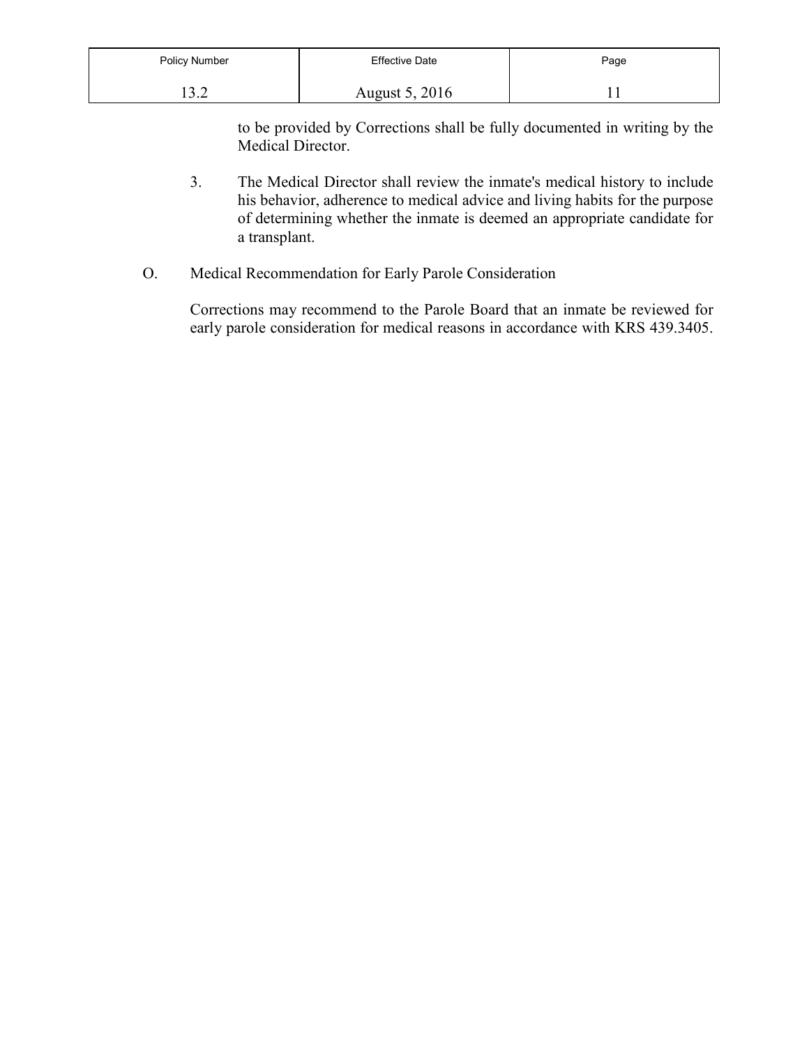to be provided by Corrections shall be fully documented in writing by the Medical Director.

3. The Medical Director shall review the inmate's medical history to include his behavior, adherence to medical advice and living habits for the purpose of determining whether the inmate is deemed an appropriate candidate for a transplant.

O. Medical Recommendation for Early Parole Consideration

Corrections may recommend to the Parole Board that an inmate be reviewed for early parole consideration for medical reasons in accordance with KRS 439.3405.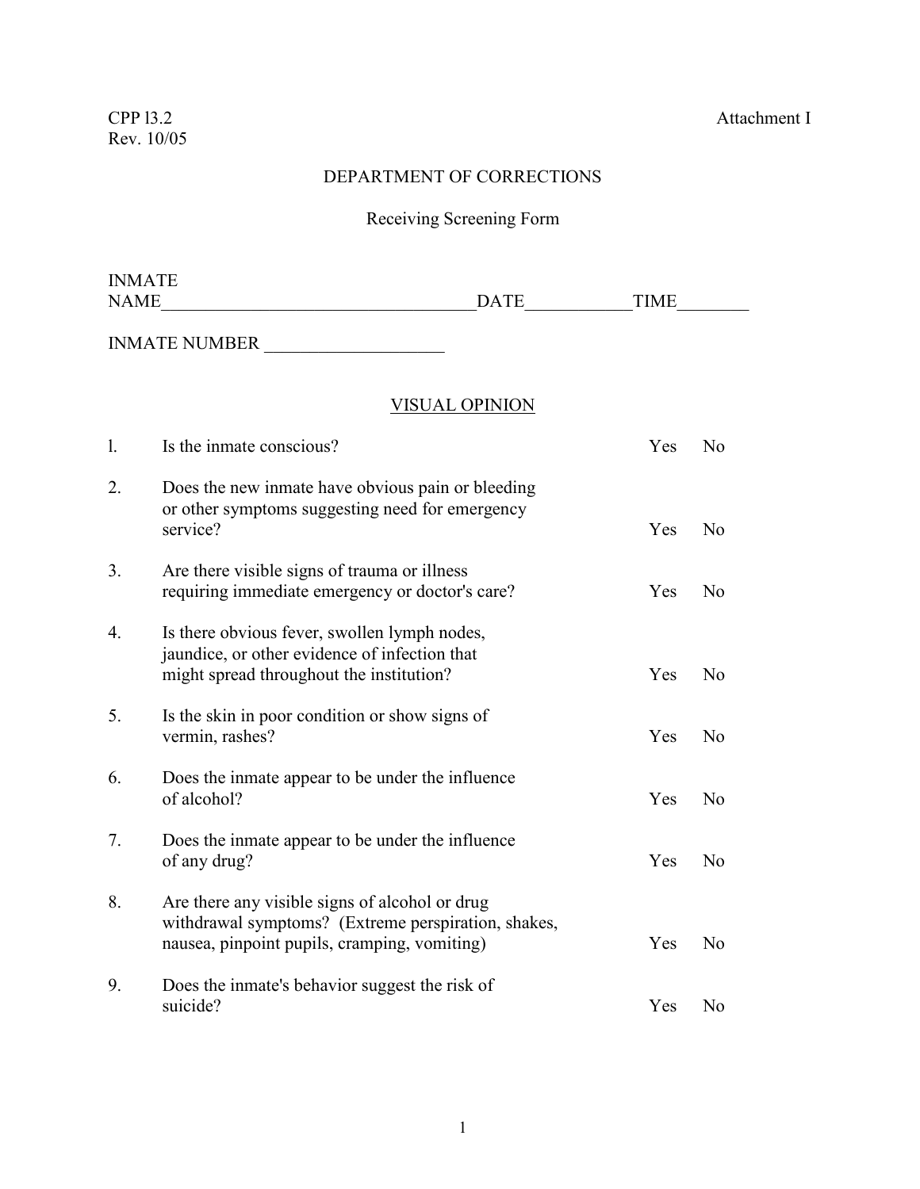CPP l3.2 Attachment I
Rev. 10/05

# DEPARTMENT OF CORRECTIONS

## Receiving Screening Form

INMATE NAME___________________________________DATE____________TIME________

INMATE NUMBER ____________________

### VISUAL OPINION

| | | | |
|---|---|---|---|
| l. | Is the inmate conscious? | Yes | No |
| 2. | Does the new inmate have obvious pain or bleeding or other symptoms suggesting need for emergency service? | Yes | No |
| 3. | Are there visible signs of trauma or illness requiring immediate emergency or doctor's care? | Yes | No |
| 4. | Is there obvious fever, swollen lymph nodes, jaundice, or other evidence of infection that might spread throughout the institution? | Yes | No |
| 5. | Is the skin in poor condition or show signs of vermin, rashes? | Yes | No |
| 6. | Does the inmate appear to be under the influence of alcohol? | Yes | No |
| 7. | Does the inmate appear to be under the influence of any drug? | Yes | No |
| 8. | Are there any visible signs of alcohol or drug withdrawal symptoms? (Extreme perspiration, shakes, nausea, pinpoint pupils, cramping, vomiting) | Yes | No |
| 9. | Does the inmate's behavior suggest the risk of suicide? | Yes | No |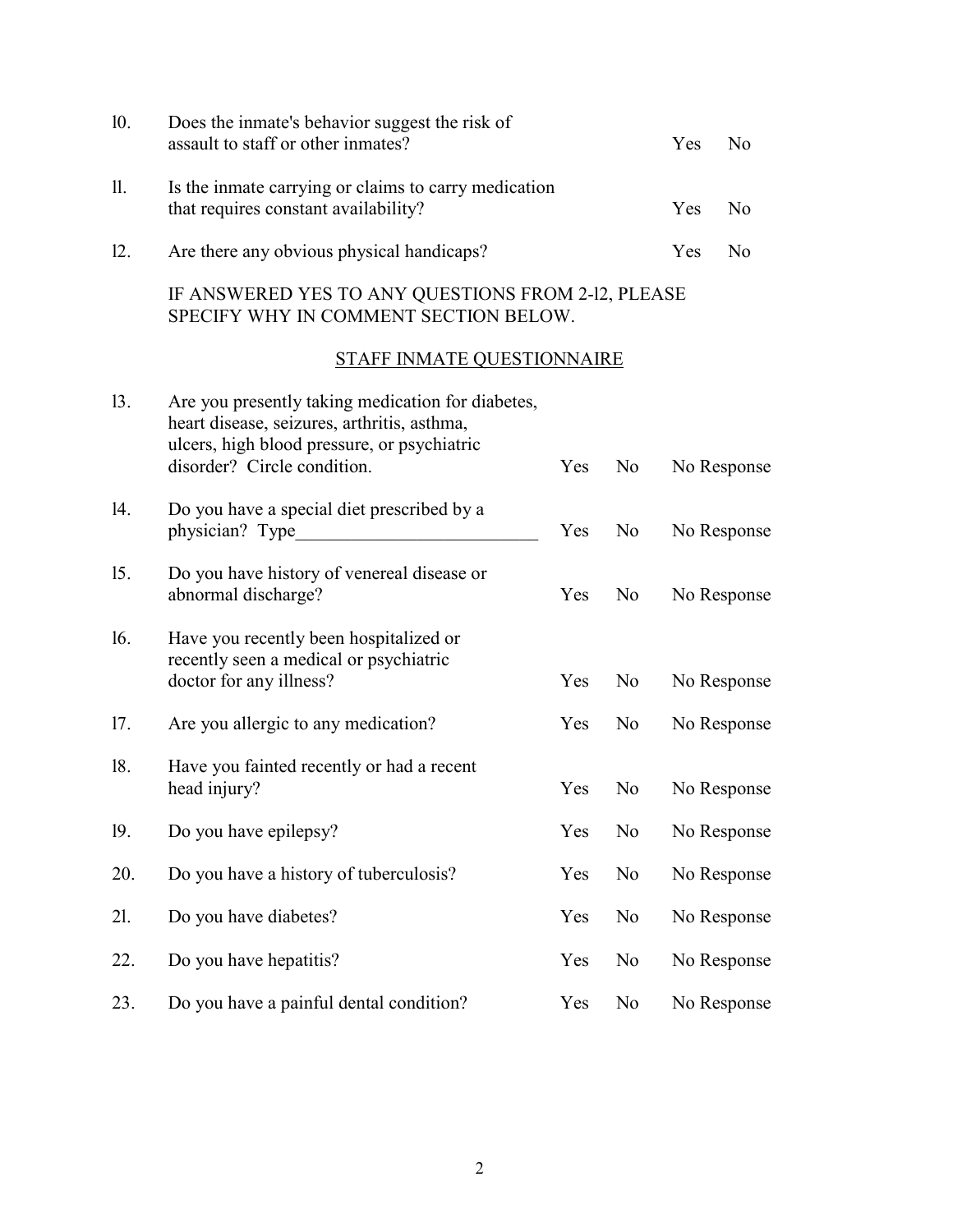10. Does the inmate's behavior suggest the risk of assault to staff or other inmates? Yes No

11. Is the inmate carrying or claims to carry medication that requires constant availability? Yes No

12. Are there any obvious physical handicaps? Yes No

IF ANSWERED YES TO ANY QUESTIONS FROM 2-12, PLEASE SPECIFY WHY IN COMMENT SECTION BELOW.

## STAFF INMATE QUESTIONNAIRE

13. Are you presently taking medication for diabetes, heart disease, seizures, arthritis, asthma, ulcers, high blood pressure, or psychiatric disorder? Circle condition. Yes No No Response

14. Do you have a special diet prescribed by a physician? Type__________________________ Yes No No Response

15. Do you have history of venereal disease or abnormal discharge? Yes No No Response

16. Have you recently been hospitalized or recently seen a medical or psychiatric doctor for any illness? Yes No No Response

17. Are you allergic to any medication? Yes No No Response

18. Have you fainted recently or had a recent head injury? Yes No No Response

19. Do you have epilepsy? Yes No No Response

20. Do you have a history of tuberculosis? Yes No No Response

21. Do you have diabetes? Yes No No Response

22. Do you have hepatitis? Yes No No Response

23. Do you have a painful dental condition? Yes No No Response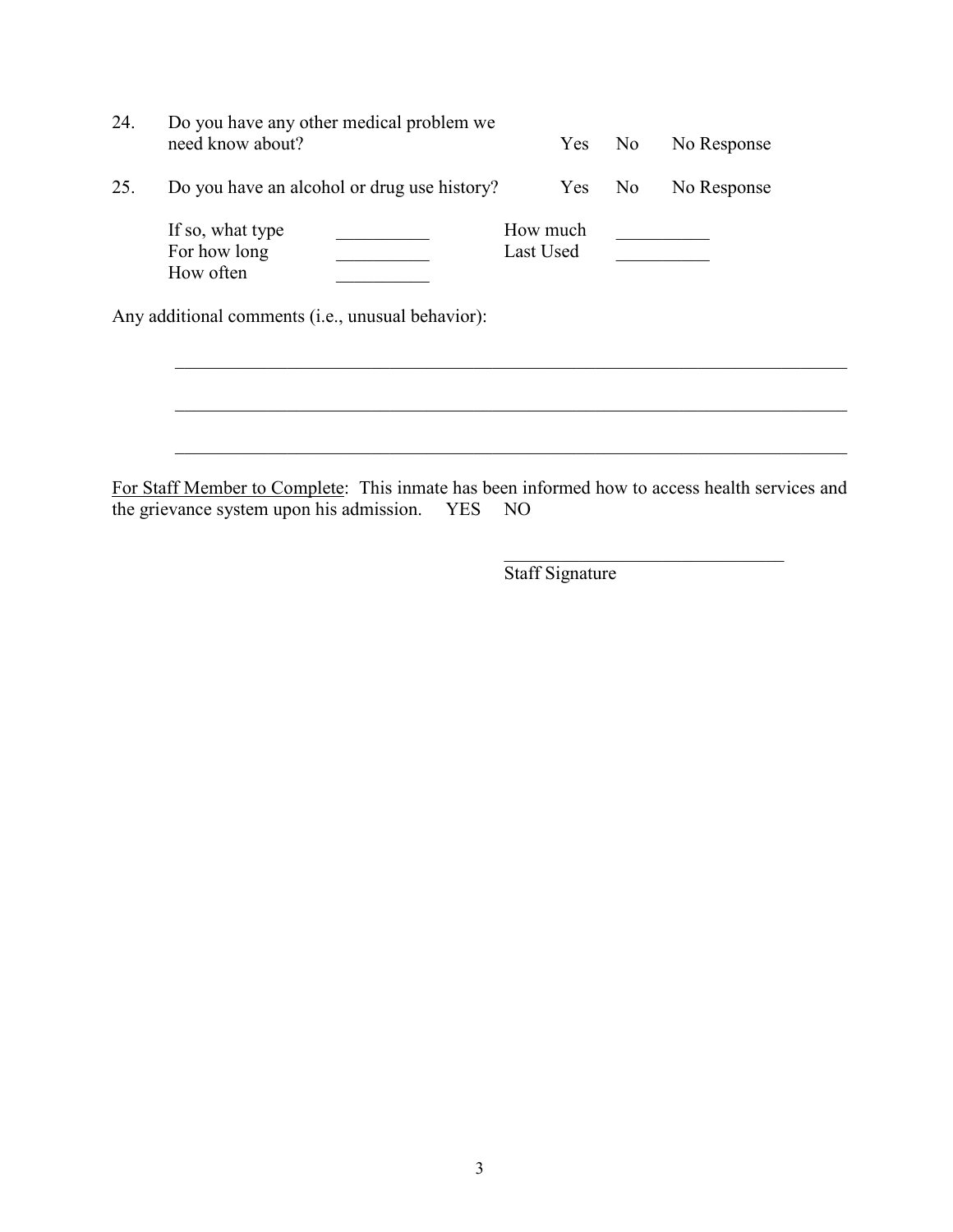24. Do you have any other medical problem we need know about? Yes No No Response

25. Do you have an alcohol or drug use history? Yes No No Response

| | | | |
|---|---|---|---|
| If so, what type | __________ | How much | __________ |
| For how long | __________ | Last Used | __________ |
| How often | __________ | | |

Any additional comments (i.e., unusual behavior):

___________________________________________________________________________

___________________________________________________________________________

___________________________________________________________________________

For Staff Member to Complete: This inmate has been informed how to access health services and the grievance system upon his admission. YES NO

______________________________
Staff Signature